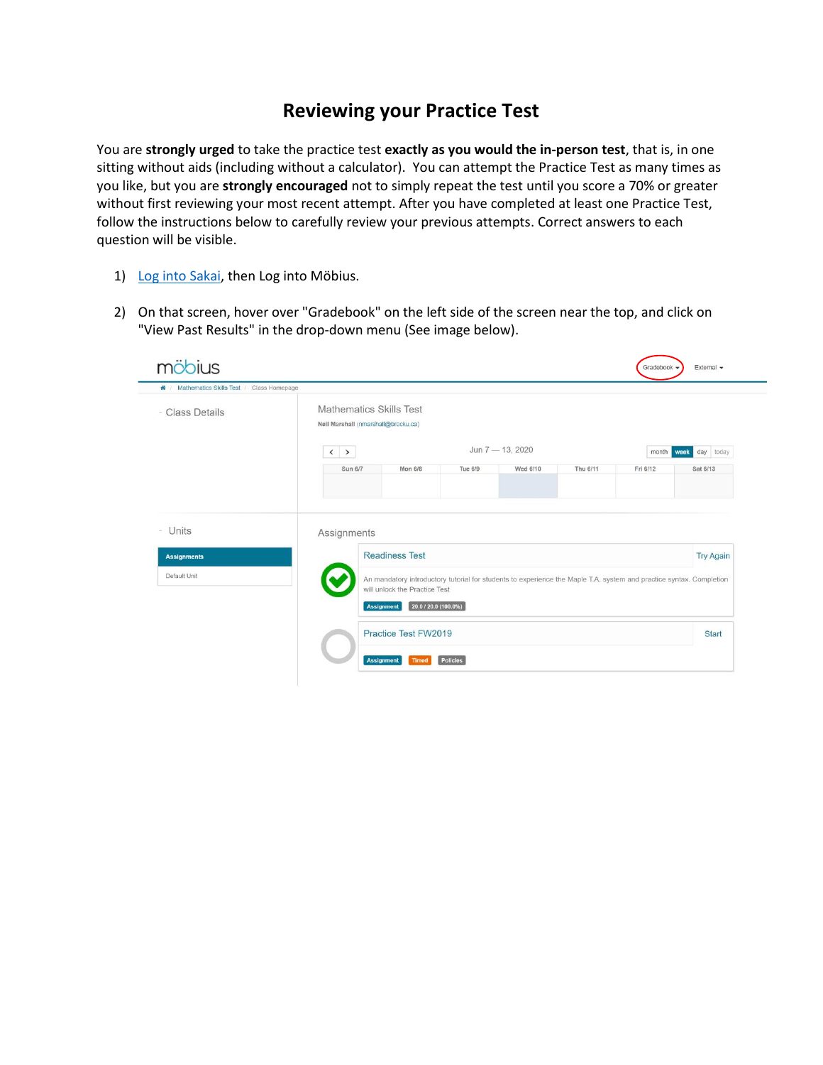# Reviewing your Practice Test

You are **strongly urged** to take the practice test **exactly as you would the in-person test**, that is, in one sitting without aids (including without a calculator). You can attempt the Practice Test as many times as you like, but you are **strongly encouraged** not to simply repeat the test until you score a 70% or greater without first reviewing your most recent attempt. After you have completed at least one Practice Test, follow the instructions below to carefully review your previous attempts. Correct answers to each question will be visible.

1) Log into Sakai, then Log into Möbius.

2) On that screen, hover over "Gradebook" on the left side of the screen near the top, and click on "View Past Results" in the drop-down menu (See image below).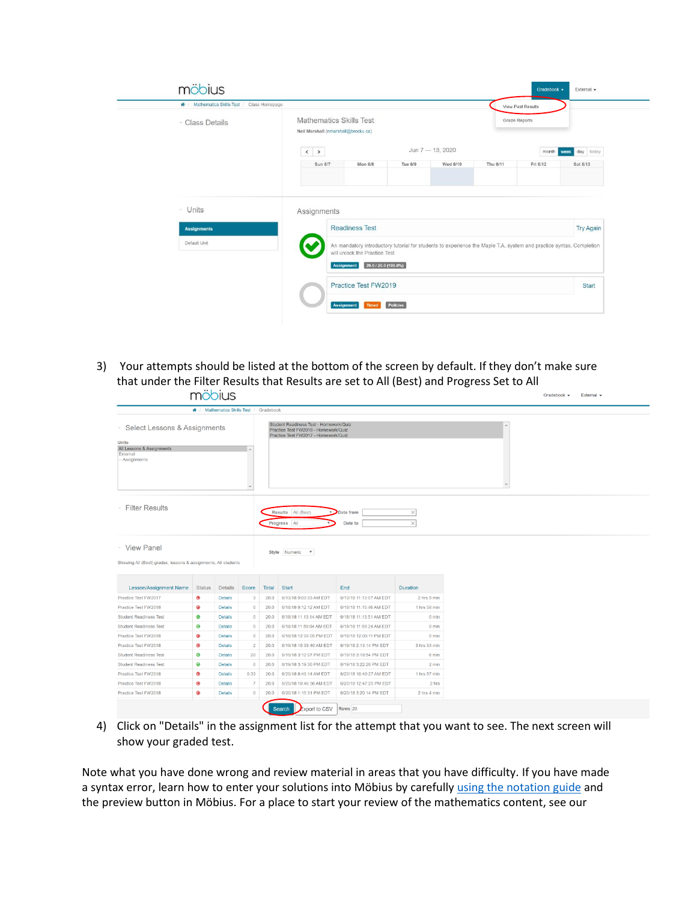3) Your attempts should be listed at the bottom of the screen by default. If they don't make sure that under the Filter Results that Results are set to All (Best) and Progress Set to All

4) Click on "Details" in the assignment list for the attempt that you want to see. The next screen will show your graded test.

Note what you have done wrong and review material in areas that you have difficulty. If you have made a syntax error, learn how to enter your solutions into Möbius by carefully using the notation guide and the preview button in Möbius. For a place to start your review of the mathematics content, see our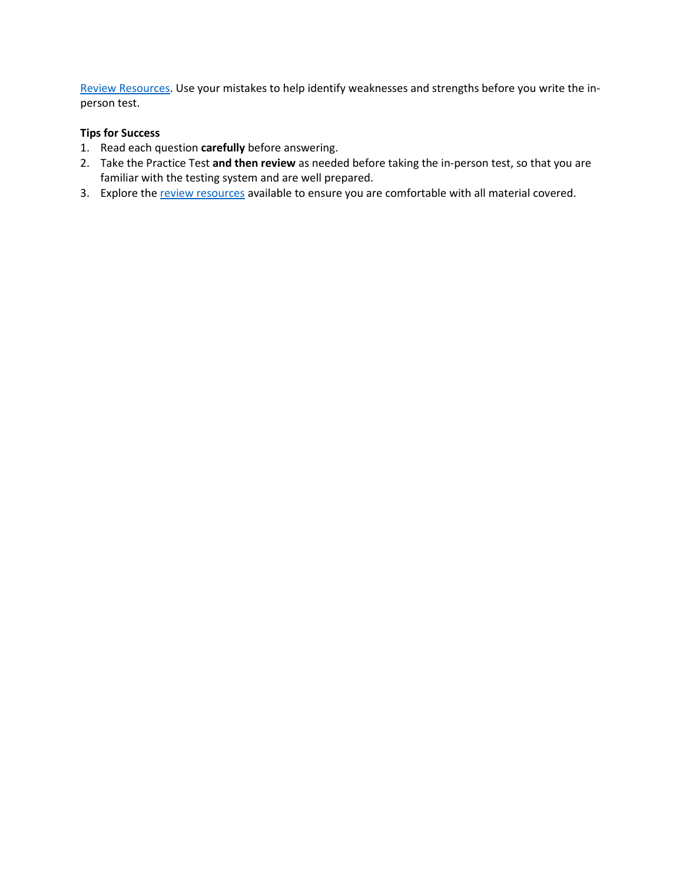Review Resources. Use your mistakes to help identify weaknesses and strengths before you write the in-person test.

**Tips for Success**

1. Read each question **carefully** before answering.
2. Take the Practice Test **and then review** as needed before taking the in-person test, so that you are familiar with the testing system and are well prepared.
3. Explore the review resources available to ensure you are comfortable with all material covered.